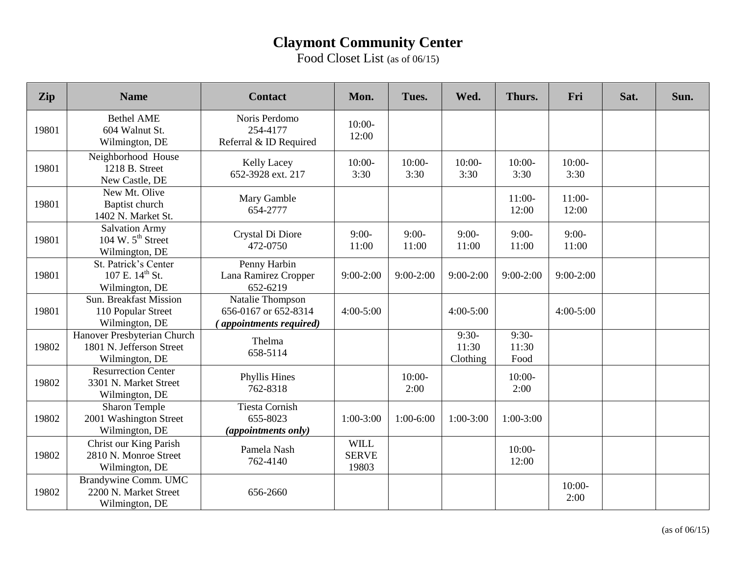# Claymont Community Center

Food Closet List (as of 06/15)

| Zip | Name | Contact | Mon. | Tues. | Wed. | Thurs. | Fri | Sat. | Sun. |
|---|---|---|---|---|---|---|---|---|---|
| 19801 | Bethel AME 604 Walnut St. Wilmington, DE | Noris Perdomo 254-4177 Referral & ID Required | 10:00-12:00 | | | | | | |
| 19801 | Neighborhood House 1218 B. Street New Castle, DE | Kelly Lacey 652-3928 ext. 217 | 10:00-3:30 | 10:00-3:30 | 10:00-3:30 | 10:00-3:30 | 10:00-3:30 | | |
| 19801 | New Mt. Olive Baptist church 1402 N. Market St. | Mary Gamble 654-2777 | | | | 11:00-12:00 | 11:00-12:00 | | |
| 19801 | Salvation Army 104 W. 5th Street Wilmington, DE | Crystal Di Diore 472-0750 | 9:00-11:00 | 9:00-11:00 | 9:00-11:00 | 9:00-11:00 | 9:00-11:00 | | |
| 19801 | St. Patrick's Center 107 E. 14th St. Wilmington, DE | Penny Harbin Lana Ramirez Cropper 652-6219 | 9:00-2:00 | 9:00-2:00 | 9:00-2:00 | 9:00-2:00 | 9:00-2:00 | | |
| 19801 | Sun. Breakfast Mission 110 Popular Street Wilmington, DE | Natalie Thompson 656-0167 or 652-8314 ***( appointments required)*** | 4:00-5:00 | | 4:00-5:00 | | 4:00-5:00 | | |
| 19802 | Hanover Presbyterian Church 1801 N. Jefferson Street Wilmington, DE | Thelma 658-5114 | | | 9:30-11:30 Clothing | 9:30-11:30 Food | | | |
| 19802 | Resurrection Center 3301 N. Market Street Wilmington, DE | Phyllis Hines 762-8318 | | 10:00-2:00 | | 10:00-2:00 | | | |
| 19802 | Sharon Temple 2001 Washington Street Wilmington, DE | Tiesta Cornish 655-8023 ***(appointments only)*** | 1:00-3:00 | 1:00-6:00 | 1:00-3:00 | 1:00-3:00 | | | |
| 19802 | Christ our King Parish 2810 N. Monroe Street Wilmington, DE | Pamela Nash 762-4140 | WILL SERVE 19803 | | | 10:00-12:00 | | | |
| 19802 | Brandywine Comm. UMC 2200 N. Market Street Wilmington, DE | 656-2660 | | | | | 10:00-2:00 | | |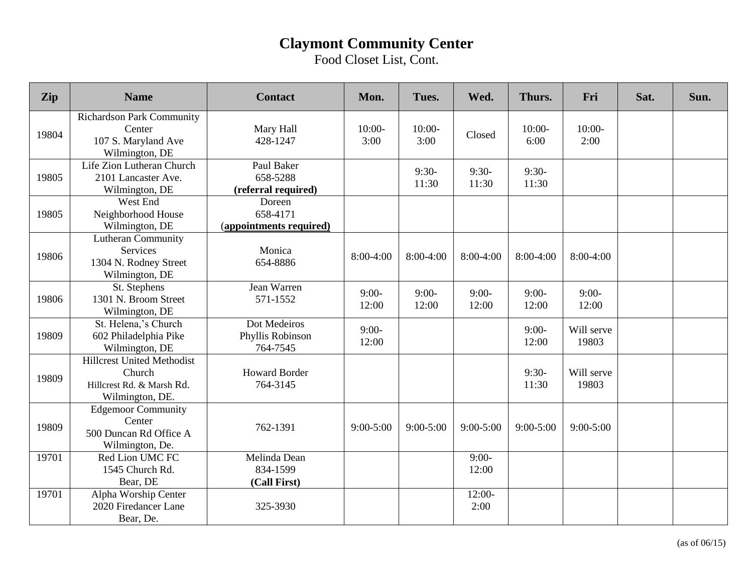# Claymont Community Center

Food Closet List, Cont.

| Zip | Name | Contact | Mon. | Tues. | Wed. | Thurs. | Fri | Sat. | Sun. |
|---|---|---|---|---|---|---|---|---|---|
| 19804 | Richardson Park Community Center<br>107 S. Maryland Ave<br>Wilmington, DE | Mary Hall<br>428-1247 | 10:00-3:00 | 10:00-3:00 | Closed | 10:00-6:00 | 10:00-2:00 | | |
| 19805 | Life Zion Lutheran Church<br>2101 Lancaster Ave.<br>Wilmington, DE | Paul Baker<br>658-5288<br>**(referral required)** | | 9:30-11:30 | 9:30-11:30 | 9:30-11:30 | | | |
| 19805 | West End<br>Neighborhood House<br>Wilmington, DE | Doreen<br>658-4171<br>(**appointments required)** | | | | | | | |
| 19806 | Lutheran Community Services<br>1304 N. Rodney Street<br>Wilmington, DE | Monica<br>654-8886 | 8:00-4:00 | 8:00-4:00 | 8:00-4:00 | 8:00-4:00 | 8:00-4:00 | | |
| 19806 | St. Stephens<br>1301 N. Broom Street<br>Wilmington, DE | Jean Warren<br>571-1552 | 9:00-12:00 | 9:00-12:00 | 9:00-12:00 | 9:00-12:00 | 9:00-12:00 | | |
| 19809 | St. Helena,'s Church<br>602 Philadelphia Pike<br>Wilmington, DE | Dot Medeiros<br>Phyllis Robinson<br>764-7545 | 9:00-12:00 | | | 9:00-12:00 | Will serve 19803 | | |
| 19809 | Hillcrest United Methodist Church<br>Hillcrest Rd. & Marsh Rd.<br>Wilmington, DE. | Howard Border<br>764-3145 | | | | 9:30-11:30 | Will serve 19803 | | |
| 19809 | Edgemoor Community Center<br>500 Duncan Rd Office A<br>Wilmington, De. | 762-1391 | 9:00-5:00 | 9:00-5:00 | 9:00-5:00 | 9:00-5:00 | 9:00-5:00 | | |
| 19701 | Red Lion UMC FC<br>1545 Church Rd.<br>Bear, DE | Melinda Dean<br>834-1599<br>**(Call First)** | | | 9:00-12:00 | | | | |
| 19701 | Alpha Worship Center<br>2020 Firedancer Lane<br>Bear, De. | 325-3930 | | | 12:00-2:00 | | | | |

(as of 06/15)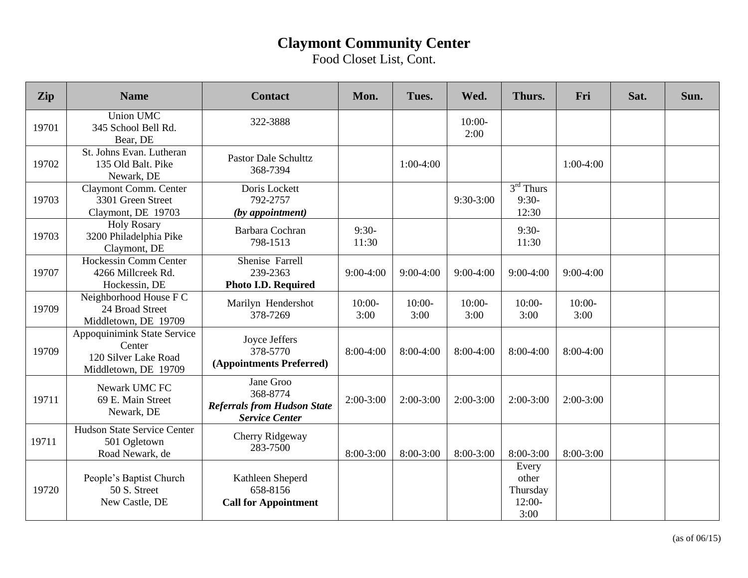# Claymont Community Center

Food Closet List, Cont.

| Zip | Name | Contact | Mon. | Tues. | Wed. | Thurs. | Fri | Sat. | Sun. |
|---|---|---|---|---|---|---|---|---|---|
| 19701 | Union UMC<br>345 School Bell Rd.<br>Bear, DE | 322-3888 | | | 10:00-2:00 | | | | |
| 19702 | St. Johns Evan. Lutheran<br>135 Old Balt. Pike<br>Newark, DE | Pastor Dale Schulttz<br>368-7394 | | 1:00-4:00 | | | 1:00-4:00 | | |
| 19703 | Claymont Comm. Center<br>3301 Green Street<br>Claymont, DE 19703 | Doris Lockett<br>792-2757<br>***(by appointment)*** | | | 9:30-3:00 | 3rd Thurs<br>9:30-12:30 | | | |
| 19703 | Holy Rosary<br>3200 Philadelphia Pike<br>Claymont, DE | Barbara Cochran<br>798-1513 | 9:30-11:30 | | | 9:30-11:30 | | | |
| 19707 | Hockessin Comm Center<br>4266 Millcreek Rd.<br>Hockessin, DE | Shenise Farrell<br>239-2363<br>**Photo I.D. Required** | 9:00-4:00 | 9:00-4:00 | 9:00-4:00 | 9:00-4:00 | 9:00-4:00 | | |
| 19709 | Neighborhood House F C<br>24 Broad Street<br>Middletown, DE 19709 | Marilyn Hendershot<br>378-7269 | 10:00-3:00 | 10:00-3:00 | 10:00-3:00 | 10:00-3:00 | 10:00-3:00 | | |
| 19709 | Appoquinimink State Service Center<br>120 Silver Lake Road<br>Middletown, DE 19709 | Joyce Jeffers<br>378-5770<br>**(Appointments Preferred)** | 8:00-4:00 | 8:00-4:00 | 8:00-4:00 | 8:00-4:00 | 8:00-4:00 | | |
| 19711 | Newark UMC FC<br>69 E. Main Street<br>Newark, DE | Jane Groo<br>368-8774<br>***Referrals from Hudson State Service Center*** | 2:00-3:00 | 2:00-3:00 | 2:00-3:00 | 2:00-3:00 | 2:00-3:00 | | |
| 19711 | Hudson State Service Center<br>501 Ogletown<br>Road Newark, de | Cherry Ridgeway<br>283-7500 | 8:00-3:00 | 8:00-3:00 | 8:00-3:00 | 8:00-3:00 | 8:00-3:00 | | |
| 19720 | People's Baptist Church<br>50 S. Street<br>New Castle, DE | Kathleen Sheperd<br>658-8156<br>**Call for Appointment** | | | | Every other Thursday<br>12:00-3:00 | | | |

(as of 06/15)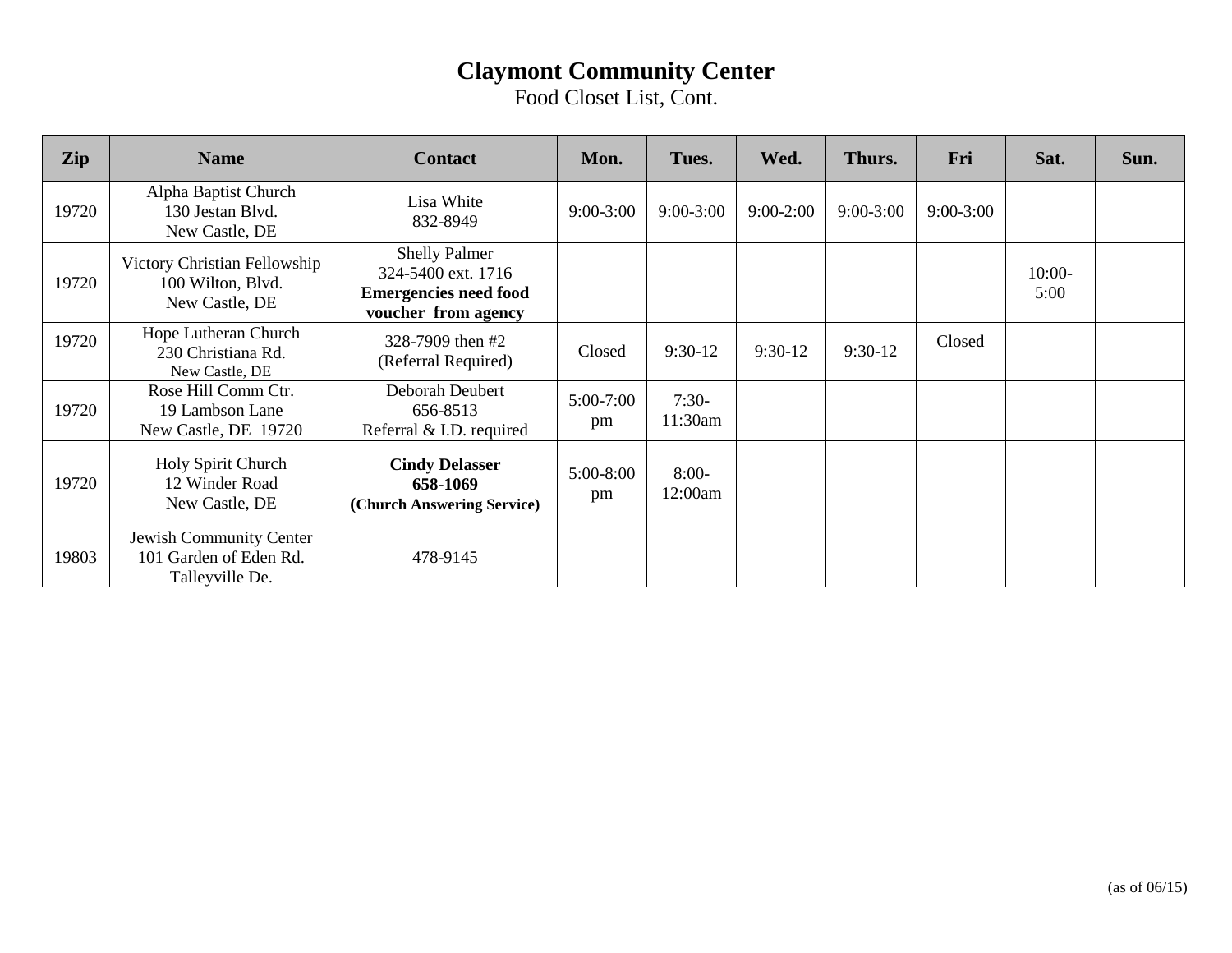# Claymont Community Center

Food Closet List, Cont.

| Zip | Name | Contact | Mon. | Tues. | Wed. | Thurs. | Fri | Sat. | Sun. |
|---|---|---|---|---|---|---|---|---|---|
| 19720 | Alpha Baptist Church<br>130 Jestan Blvd.<br>New Castle, DE | Lisa White<br>832-8949 | 9:00-3:00 | 9:00-3:00 | 9:00-2:00 | 9:00-3:00 | 9:00-3:00 | | |
| 19720 | Victory Christian Fellowship<br>100 Wilton, Blvd.<br>New Castle, DE | Shelly Palmer<br>324-5400 ext. 1716<br>**Emergencies need food voucher from agency** | | | | | | 10:00-5:00 | |
| 19720 | Hope Lutheran Church<br>230 Christiana Rd.<br>New Castle, DE | 328-7909 then #2<br>(Referral Required) | Closed | 9:30-12 | 9:30-12 | 9:30-12 | Closed | | |
| 19720 | Rose Hill Comm Ctr.<br>19 Lambson Lane<br>New Castle, DE 19720 | Deborah Deubert<br>656-8513<br>Referral & I.D. required | 5:00-7:00 pm | 7:30-11:30am | | | | | |
| 19720 | Holy Spirit Church<br>12 Winder Road<br>New Castle, DE | **Cindy Delasser**<br>**658-1069**<br>**(Church Answering Service)** | 5:00-8:00 pm | 8:00-12:00am | | | | | |
| 19803 | Jewish Community Center<br>101 Garden of Eden Rd.<br>Talleyville De. | 478-9145 | | | | | | | |

(as of 06/15)